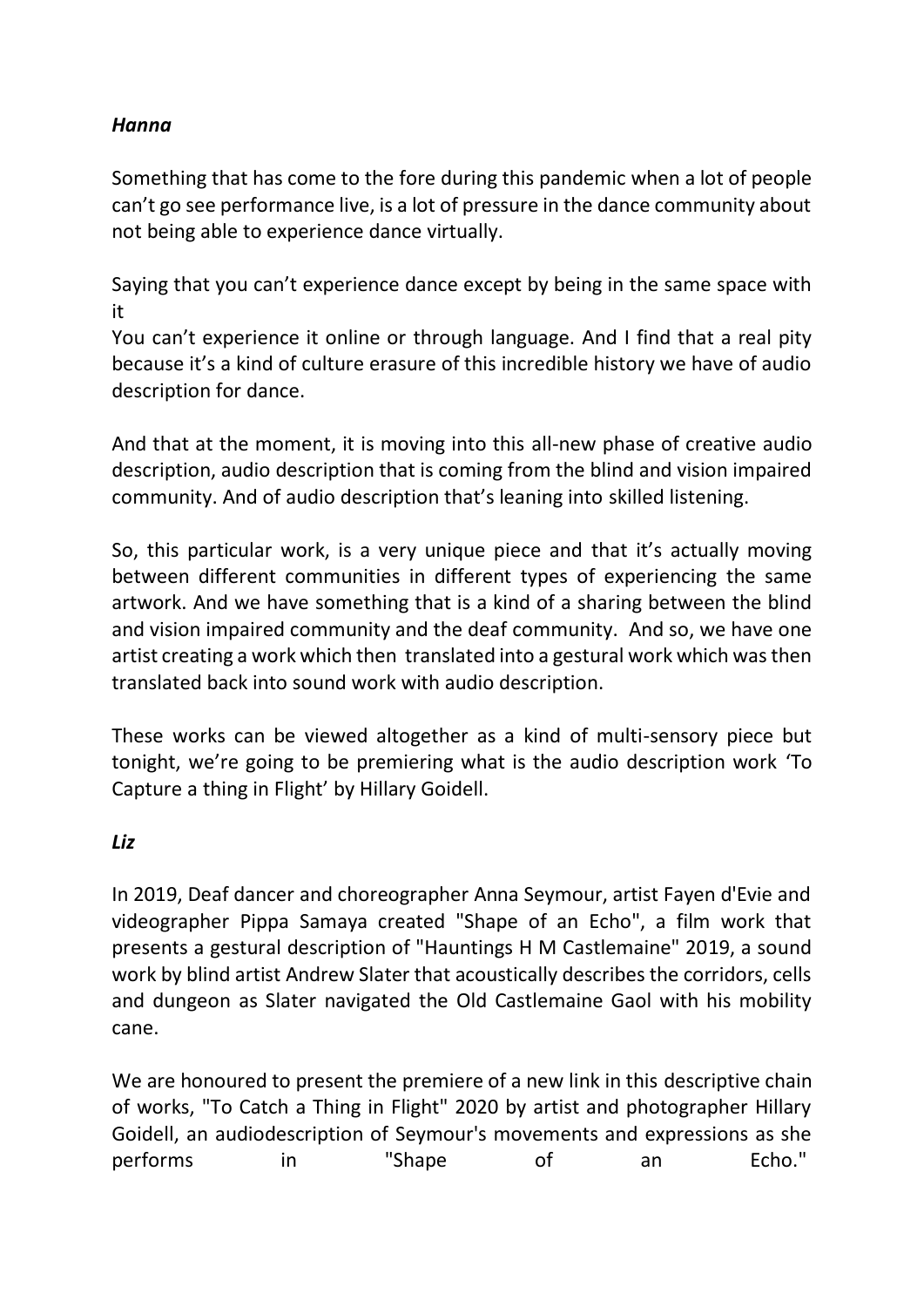***Hanna***

Something that has come to the fore during this pandemic when a lot of people can't go see performance live, is a lot of pressure in the dance community about not being able to experience dance virtually.

Saying that you can't experience dance except by being in the same space with it
You can't experience it online or through language. And I find that a real pity because it's a kind of culture erasure of this incredible history we have of audio description for dance.

And that at the moment, it is moving into this all-new phase of creative audio description, audio description that is coming from the blind and vision impaired community. And of audio description that's leaning into skilled listening.

So, this particular work, is a very unique piece and that it's actually moving between different communities in different types of experiencing the same artwork. And we have something that is a kind of a sharing between the blind and vision impaired community and the deaf community. And so, we have one artist creating a work which then translated into a gestural work which was then translated back into sound work with audio description.

These works can be viewed altogether as a kind of multi-sensory piece but tonight, we're going to be premiering what is the audio description work 'To Capture a thing in Flight' by Hillary Goidell.

***Liz***

In 2019, Deaf dancer and choreographer Anna Seymour, artist Fayen d'Evie and videographer Pippa Samaya created "Shape of an Echo", a film work that presents a gestural description of "Hauntings H M Castlemaine" 2019, a sound work by blind artist Andrew Slater that acoustically describes the corridors, cells and dungeon as Slater navigated the Old Castlemaine Gaol with his mobility cane.

We are honoured to present the premiere of a new link in this descriptive chain of works, "To Catch a Thing in Flight" 2020 by artist and photographer Hillary Goidell, an audiodescription of Seymour's movements and expressions as she performs in "Shape of an Echo."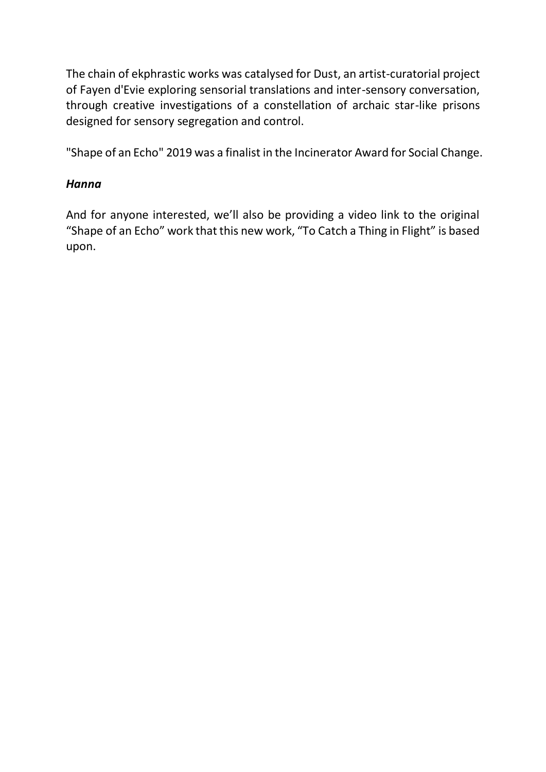The chain of ekphrastic works was catalysed for Dust, an artist-curatorial project of Fayen d'Evie exploring sensorial translations and inter-sensory conversation, through creative investigations of a constellation of archaic star-like prisons designed for sensory segregation and control.

"Shape of an Echo" 2019 was a finalist in the Incinerator Award for Social Change.

***Hanna***

And for anyone interested, we'll also be providing a video link to the original "Shape of an Echo" work that this new work, "To Catch a Thing in Flight" is based upon.